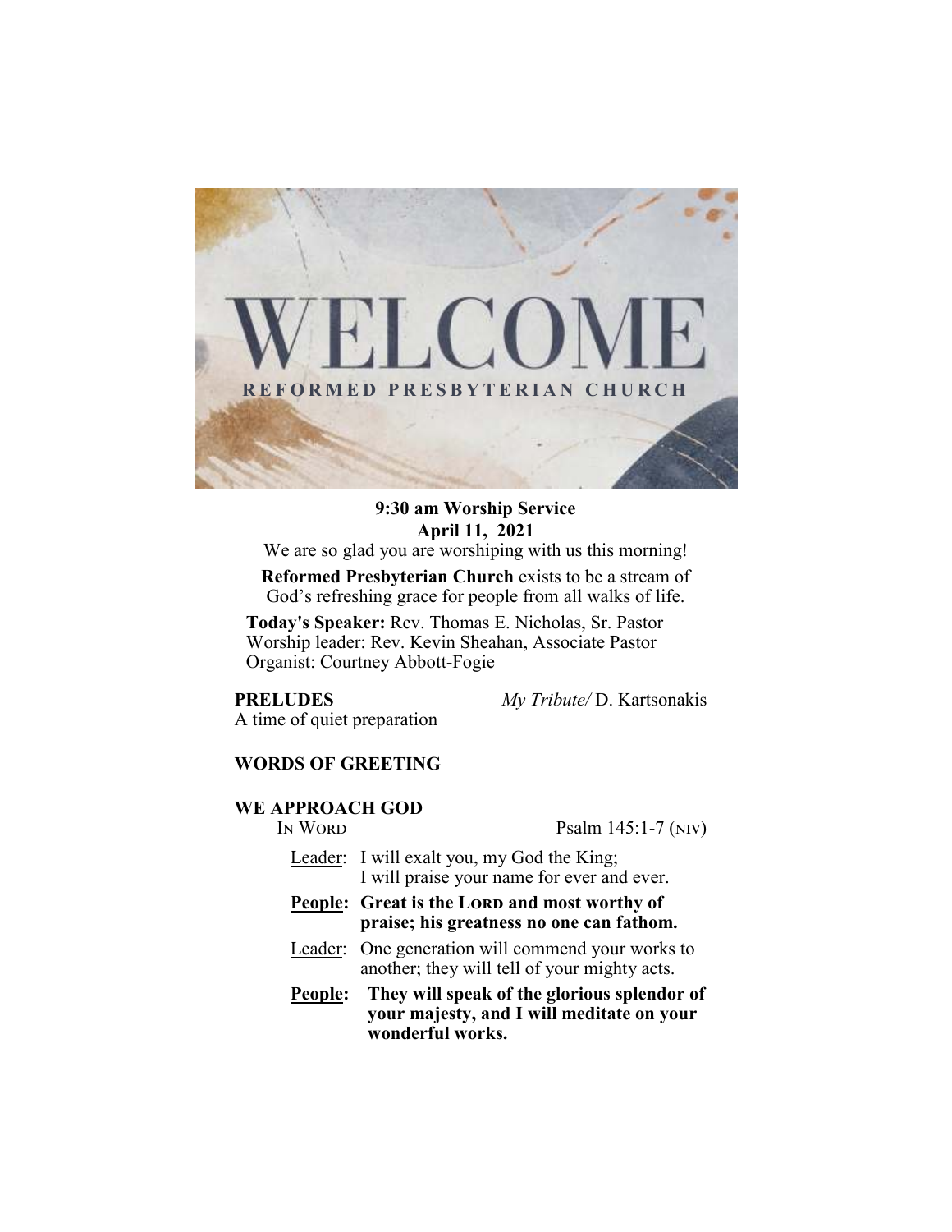# WELCOME

REFORMED PRESBYTERIAN CHURCH

**9:30 am Worship Service**
**April 11, 2021**

We are so glad you are worshiping with us this morning!

**Reformed Presbyterian Church** exists to be a stream of God's refreshing grace for people from all walks of life.

**Today's Speaker:** Rev. Thomas E. Nicholas, Sr. Pastor
Worship leader: Rev. Kevin Sheahan, Associate Pastor
Organist: Courtney Abbott-Fogie

**PRELUDES** *My Tribute/* D. Kartsonakis
A time of quiet preparation

**WORDS OF GREETING**

**WE APPROACH GOD**

IN WORD Psalm 145:1-7 (NIV)

Leader: I will exalt you, my God the King; I will praise your name for ever and ever.

**People: Great is the LORD and most worthy of praise; his greatness no one can fathom.**

Leader: One generation will commend your works to another; they will tell of your mighty acts.

**People: They will speak of the glorious splendor of your majesty, and I will meditate on your wonderful works.**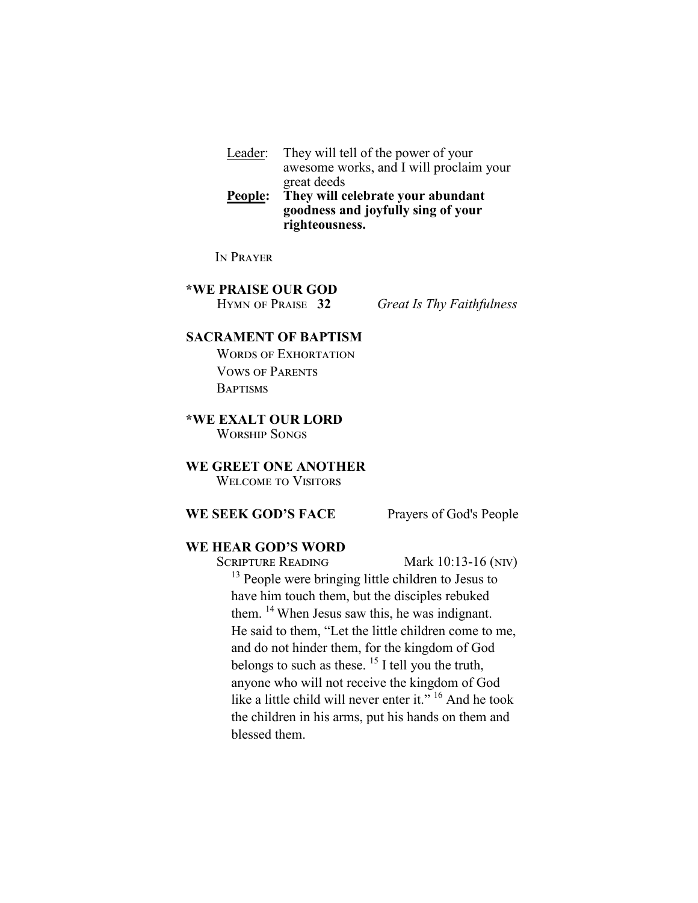<u>Leader</u>: They will tell of the power of your awesome works, and I will proclaim your great deeds

**<u>People</u>: They will celebrate your abundant goodness and joyfully sing of your righteousness.**

In Prayer

**\*WE PRAISE OUR GOD**

Hymn of Praise **32** *Great Is Thy Faithfulness*

**SACRAMENT OF BAPTISM**

Words of Exhortation

Vows of Parents

Baptisms

**\*WE EXALT OUR LORD**

Worship Songs

**WE GREET ONE ANOTHER**

Welcome to Visitors

**WE SEEK GOD'S FACE** Prayers of God's People

**WE HEAR GOD'S WORD**

Scripture Reading Mark 10:13-16 (niv)

[13] People were bringing little children to Jesus to have him touch them, but the disciples rebuked them. [14] When Jesus saw this, he was indignant. He said to them, "Let the little children come to me, and do not hinder them, for the kingdom of God belongs to such as these. [15] I tell you the truth, anyone who will not receive the kingdom of God like a little child will never enter it." [16] And he took the children in his arms, put his hands on them and blessed them.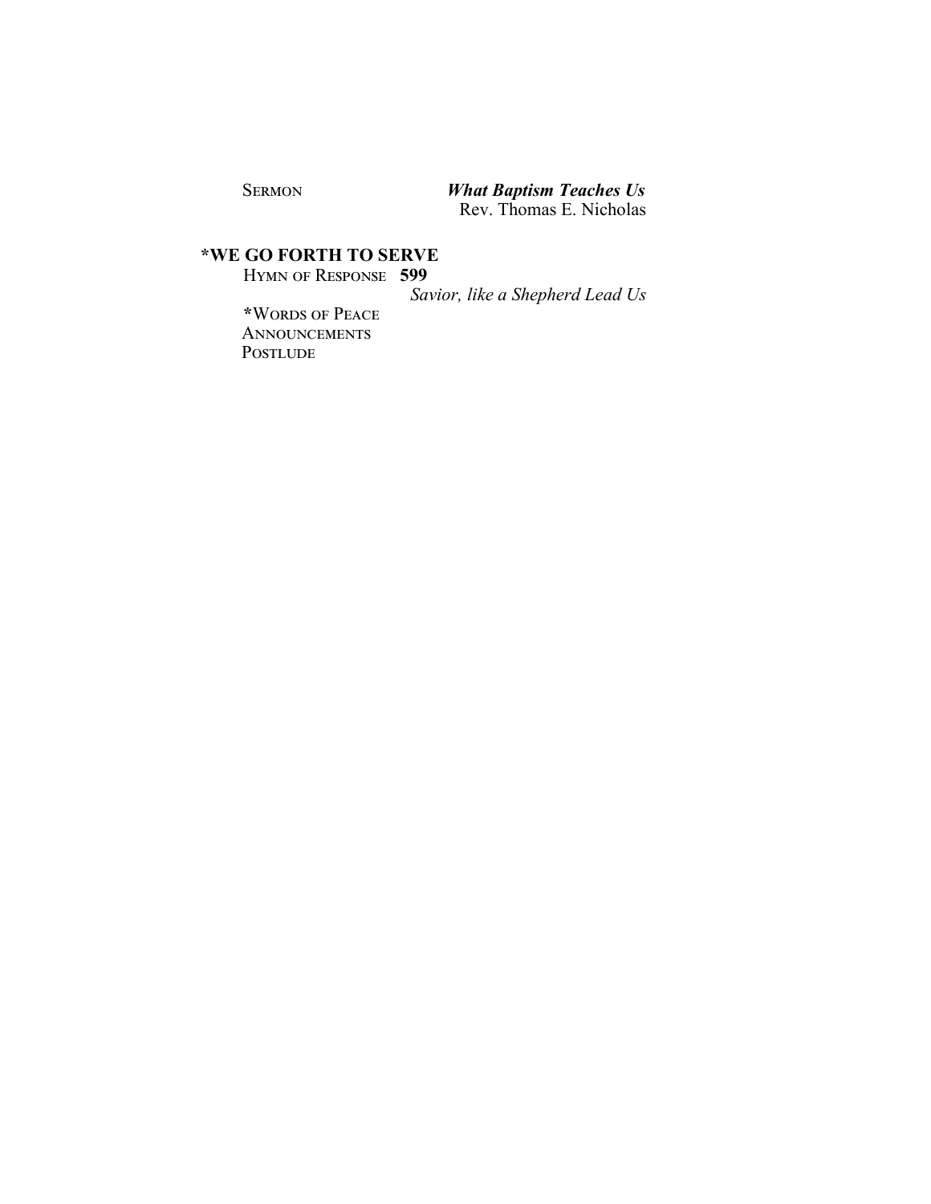SERMON **_What Baptism Teaches Us_**
Rev. Thomas E. Nicholas

**\*WE GO FORTH TO SERVE**

HYMN OF RESPONSE **599**
*Savior, like a Shepherd Lead Us*

\*WORDS OF PEACE

ANNOUNCEMENTS

POSTLUDE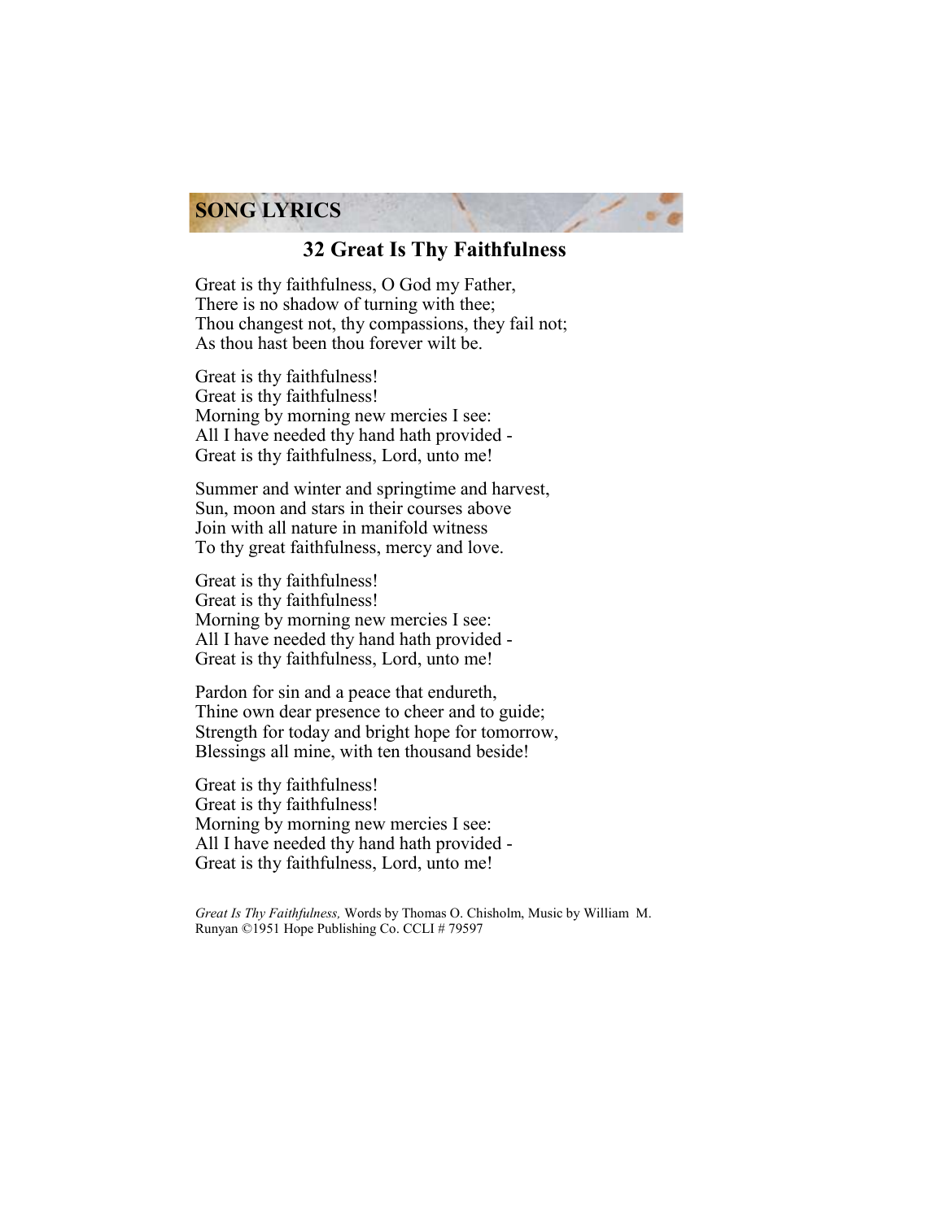## SONG LYRICS

### 32 Great Is Thy Faithfulness

Great is thy faithfulness, O God my Father,
There is no shadow of turning with thee;
Thou changest not, thy compassions, they fail not;
As thou hast been thou forever wilt be.

Great is thy faithfulness!
Great is thy faithfulness!
Morning by morning new mercies I see:
All I have needed thy hand hath provided -
Great is thy faithfulness, Lord, unto me!

Summer and winter and springtime and harvest,
Sun, moon and stars in their courses above
Join with all nature in manifold witness
To thy great faithfulness, mercy and love.

Great is thy faithfulness!
Great is thy faithfulness!
Morning by morning new mercies I see:
All I have needed thy hand hath provided -
Great is thy faithfulness, Lord, unto me!

Pardon for sin and a peace that endureth,
Thine own dear presence to cheer and to guide;
Strength for today and bright hope for tomorrow,
Blessings all mine, with ten thousand beside!

Great is thy faithfulness!
Great is thy faithfulness!
Morning by morning new mercies I see:
All I have needed thy hand hath provided -
Great is thy faithfulness, Lord, unto me!

*Great Is Thy Faithfulness,* Words by Thomas O. Chisholm, Music by William M. Runyan ©1951 Hope Publishing Co. CCLI # 79597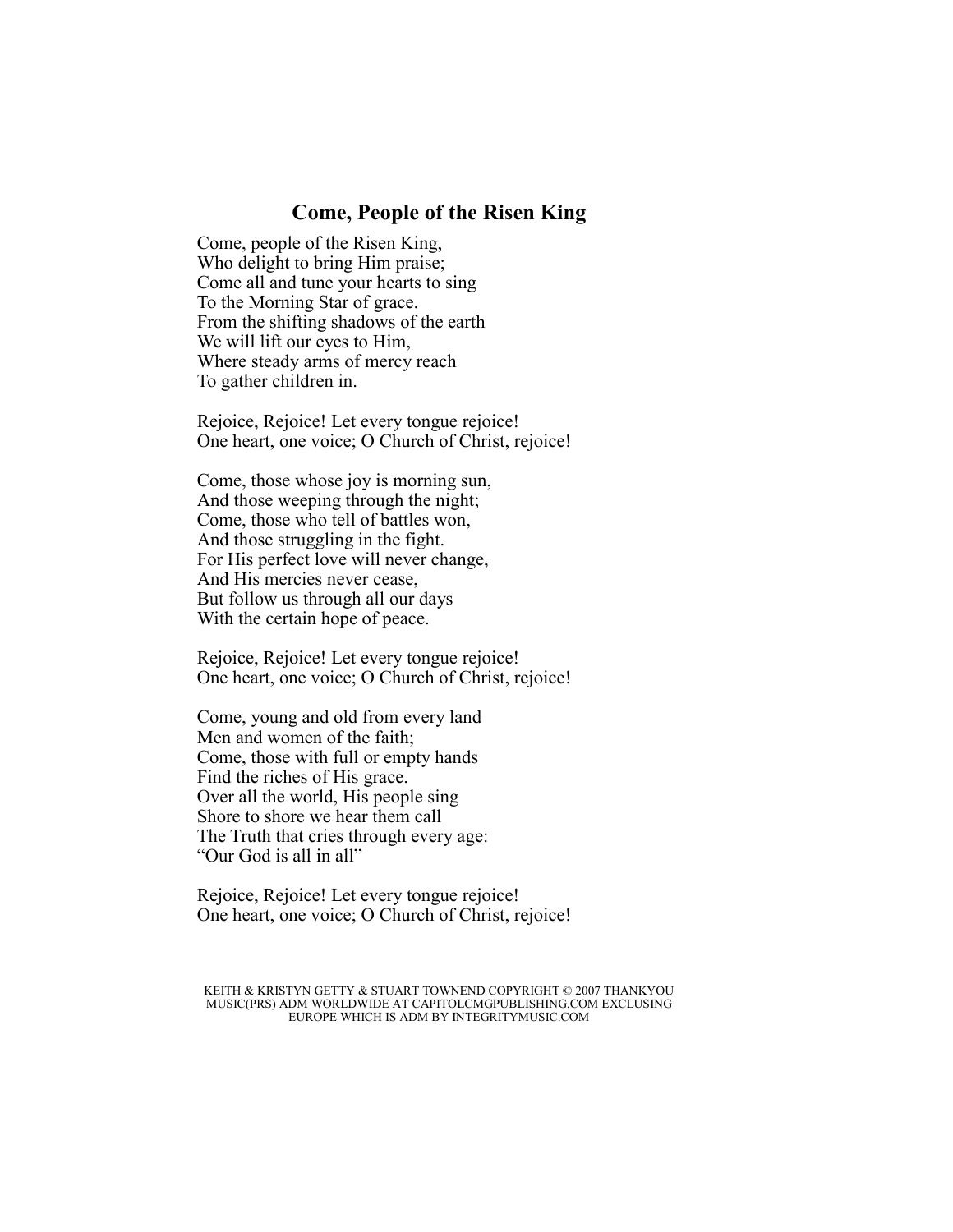# Come, People of the Risen King

Come, people of the Risen King,
Who delight to bring Him praise;
Come all and tune your hearts to sing
To the Morning Star of grace.
From the shifting shadows of the earth
We will lift our eyes to Him,
Where steady arms of mercy reach
To gather children in.

Rejoice, Rejoice! Let every tongue rejoice!
One heart, one voice; O Church of Christ, rejoice!

Come, those whose joy is morning sun,
And those weeping through the night;
Come, those who tell of battles won,
And those struggling in the fight.
For His perfect love will never change,
And His mercies never cease,
But follow us through all our days
With the certain hope of peace.

Rejoice, Rejoice! Let every tongue rejoice!
One heart, one voice; O Church of Christ, rejoice!

Come, young and old from every land
Men and women of the faith;
Come, those with full or empty hands
Find the riches of His grace.
Over all the world, His people sing
Shore to shore we hear them call
The Truth that cries through every age:
"Our God is all in all"

Rejoice, Rejoice! Let every tongue rejoice!
One heart, one voice; O Church of Christ, rejoice!

KEITH & KRISTYN GETTY & STUART TOWNEND COPYRIGHT © 2007 THANKYOU MUSIC(PRS) ADM WORLDWIDE AT CAPITOLCMGPUBLISHING.COM EXCLUSING EUROPE WHICH IS ADM BY INTEGRITYMUSIC.COM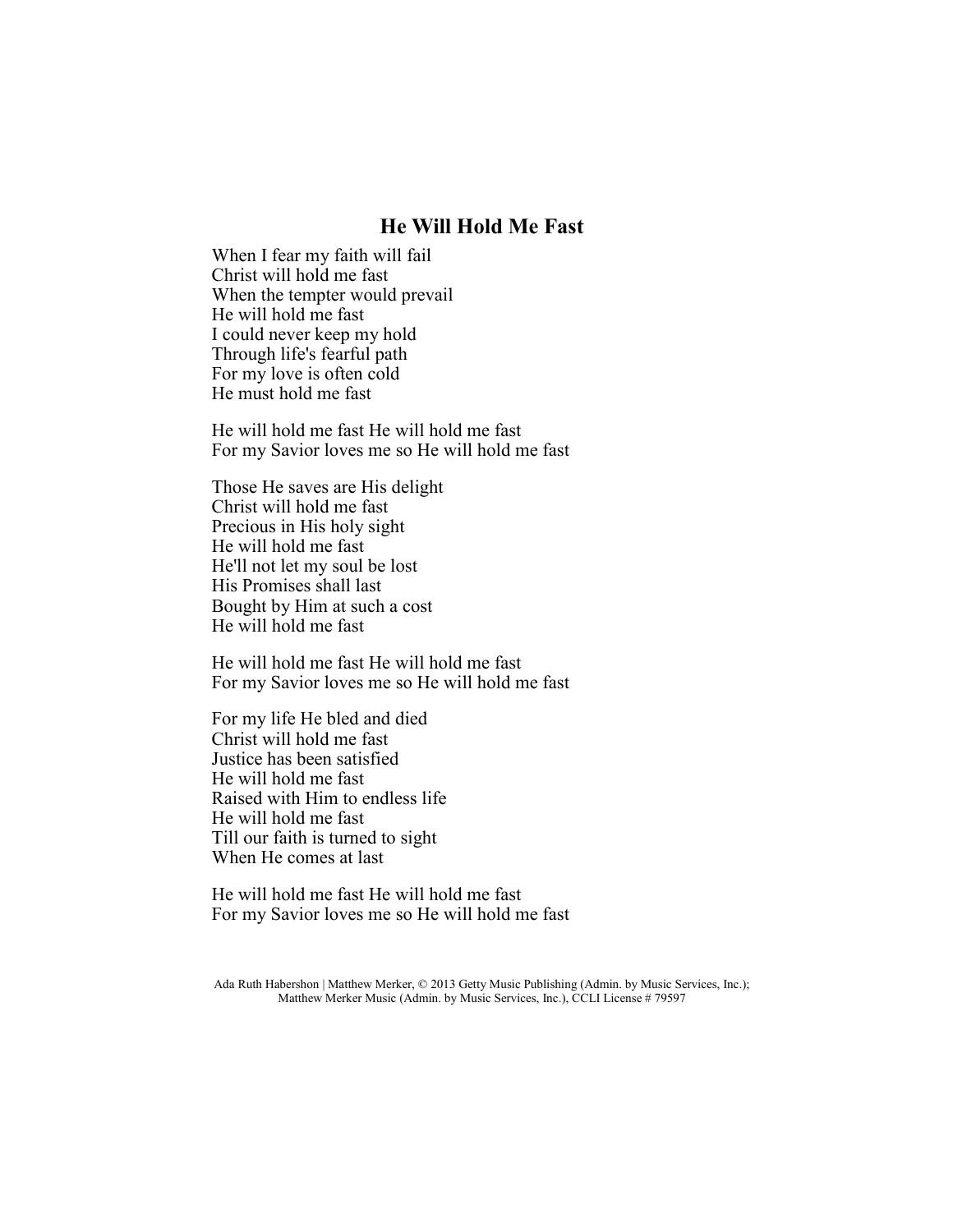## He Will Hold Me Fast

When I fear my faith will fail
Christ will hold me fast
When the tempter would prevail
He will hold me fast
I could never keep my hold
Through life's fearful path
For my love is often cold
He must hold me fast

He will hold me fast He will hold me fast
For my Savior loves me so He will hold me fast

Those He saves are His delight
Christ will hold me fast
Precious in His holy sight
He will hold me fast
He'll not let my soul be lost
His Promises shall last
Bought by Him at such a cost
He will hold me fast

He will hold me fast He will hold me fast
For my Savior loves me so He will hold me fast

For my life He bled and died
Christ will hold me fast
Justice has been satisfied
He will hold me fast
Raised with Him to endless life
He will hold me fast
Till our faith is turned to sight
When He comes at last

He will hold me fast He will hold me fast
For my Savior loves me so He will hold me fast

Ada Ruth Habershon | Matthew Merker, © 2013 Getty Music Publishing (Admin. by Music Services, Inc.); Matthew Merker Music (Admin. by Music Services, Inc.), CCLI License # 79597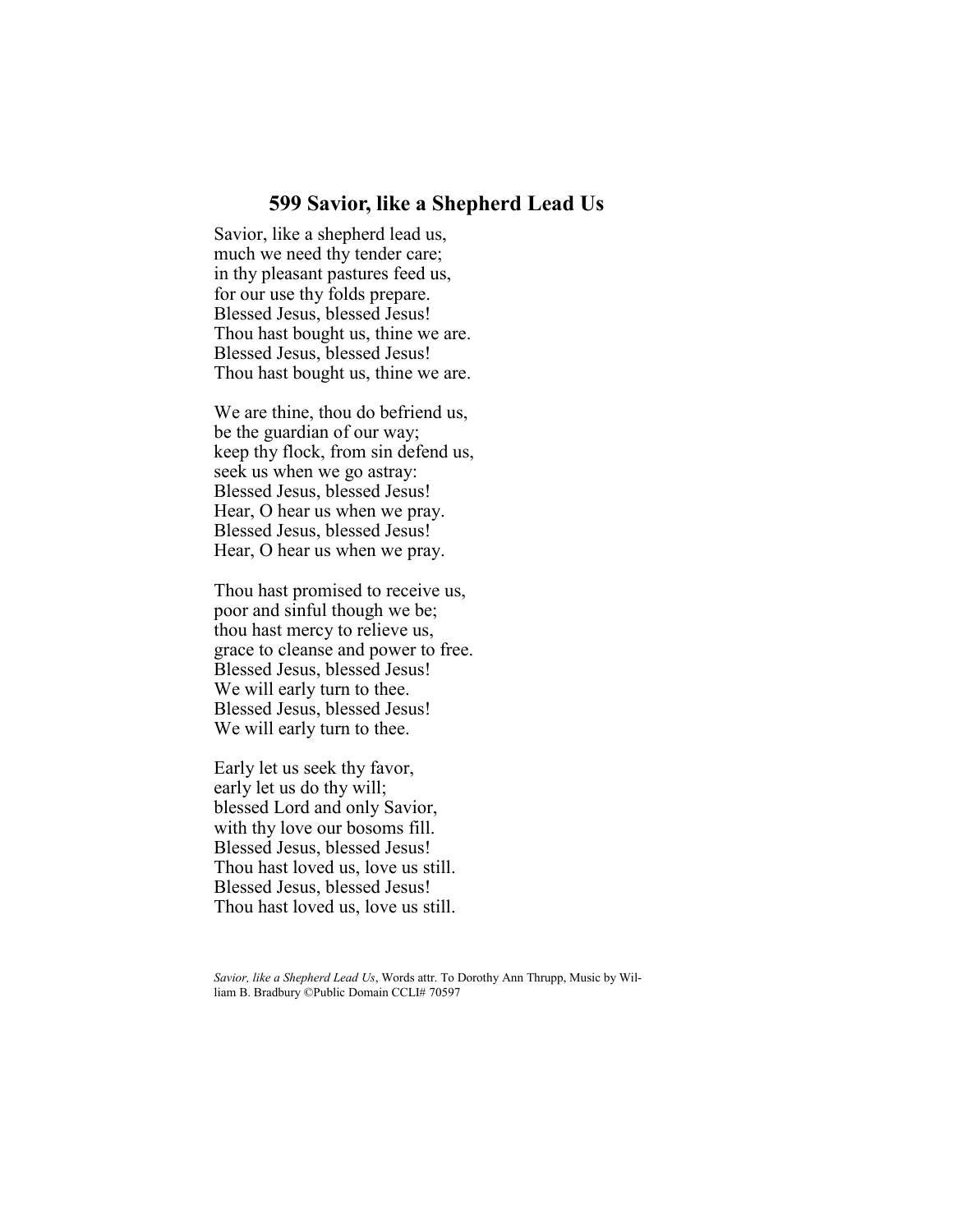## 599 Savior, like a Shepherd Lead Us

Savior, like a shepherd lead us,  
much we need thy tender care;  
in thy pleasant pastures feed us,  
for our use thy folds prepare.  
Blessed Jesus, blessed Jesus!  
Thou hast bought us, thine we are.  
Blessed Jesus, blessed Jesus!  
Thou hast bought us, thine we are.

We are thine, thou do befriend us,  
be the guardian of our way;  
keep thy flock, from sin defend us,  
seek us when we go astray:  
Blessed Jesus, blessed Jesus!  
Hear, O hear us when we pray.  
Blessed Jesus, blessed Jesus!  
Hear, O hear us when we pray.

Thou hast promised to receive us,  
poor and sinful though we be;  
thou hast mercy to relieve us,  
grace to cleanse and power to free.  
Blessed Jesus, blessed Jesus!  
We will early turn to thee.  
Blessed Jesus, blessed Jesus!  
We will early turn to thee.

Early let us seek thy favor,  
early let us do thy will;  
blessed Lord and only Savior,  
with thy love our bosoms fill.  
Blessed Jesus, blessed Jesus!  
Thou hast loved us, love us still.  
Blessed Jesus, blessed Jesus!  
Thou hast loved us, love us still.

*Savior, like a Shepherd Lead Us*, Words attr. To Dorothy Ann Thrupp, Music by William B. Bradbury ©Public Domain CCLI# 70597